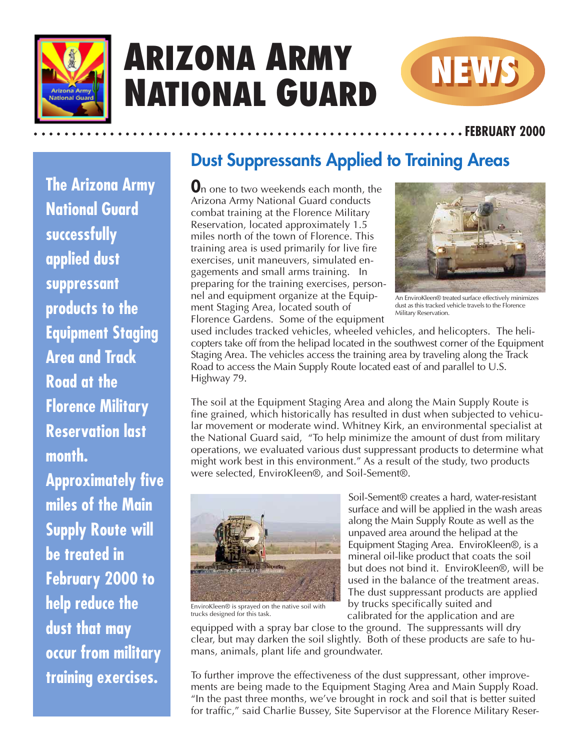# ARIZONA ARMY NATIONAL GUARD NEWS

**FEBRUARY 2000**

**The Arizona Army National Guard successfully applied dust suppressant products to the Equipment Staging Area and Track Road at the Florence Military Reservation last month. Approximately five miles of the Main Supply Route will be treated in February 2000 to help reduce the dust that may occur from military training exercises.**

## Dust Suppressants Applied to Training Areas

On one to two weekends each month, the Arizona Army National Guard conducts combat training at the Florence Military Reservation, located approximately 1.5 miles north of the town of Florence. This training area is used primarily for live fire exercises, unit maneuvers, simulated engagements and small arms training. In preparing for the training exercises, personnel and equipment organize at the Equipment Staging Area, located south of Florence Gardens. Some of the equipment used includes tracked vehicles, wheeled vehicles, and helicopters. The helicopters take off from the helipad located in the southwest corner of the Equipment Staging Area. The vehicles access the training area by traveling along the Track Road to access the Main Supply Route located east of and parallel to U.S. Highway 79.

An EnviroKleen® treated surface effectively minimizes dust as this tracked vehicle travels to the Florence Military Reservation.

The soil at the Equipment Staging Area and along the Main Supply Route is fine grained, which historically has resulted in dust when subjected to vehicular movement or moderate wind. Whitney Kirk, an environmental specialist at the National Guard said, "To help minimize the amount of dust from military operations, we evaluated various dust suppressant products to determine what might work best in this environment." As a result of the study, two products were selected, EnviroKleen®, and Soil-Sement®.

EnviroKleen® is sprayed on the native soil with trucks designed for this task.

Soil-Sement® creates a hard, water-resistant surface and will be applied in the wash areas along the Main Supply Route as well as the unpaved area around the helipad at the Equipment Staging Area. EnviroKleen®, is a mineral oil-like product that coats the soil but does not bind it. EnviroKleen®, will be used in the balance of the treatment areas. The dust suppressant products are applied by trucks specifically suited and calibrated for the application and are equipped with a spray bar close to the ground. The suppressants will dry clear, but may darken the soil slightly. Both of these products are safe to humans, animals, plant life and groundwater.

To further improve the effectiveness of the dust suppressant, other improvements are being made to the Equipment Staging Area and Main Supply Road. "In the past three months, we've brought in rock and soil that is better suited for traffic," said Charlie Bussey, Site Supervisor at the Florence Military Reser-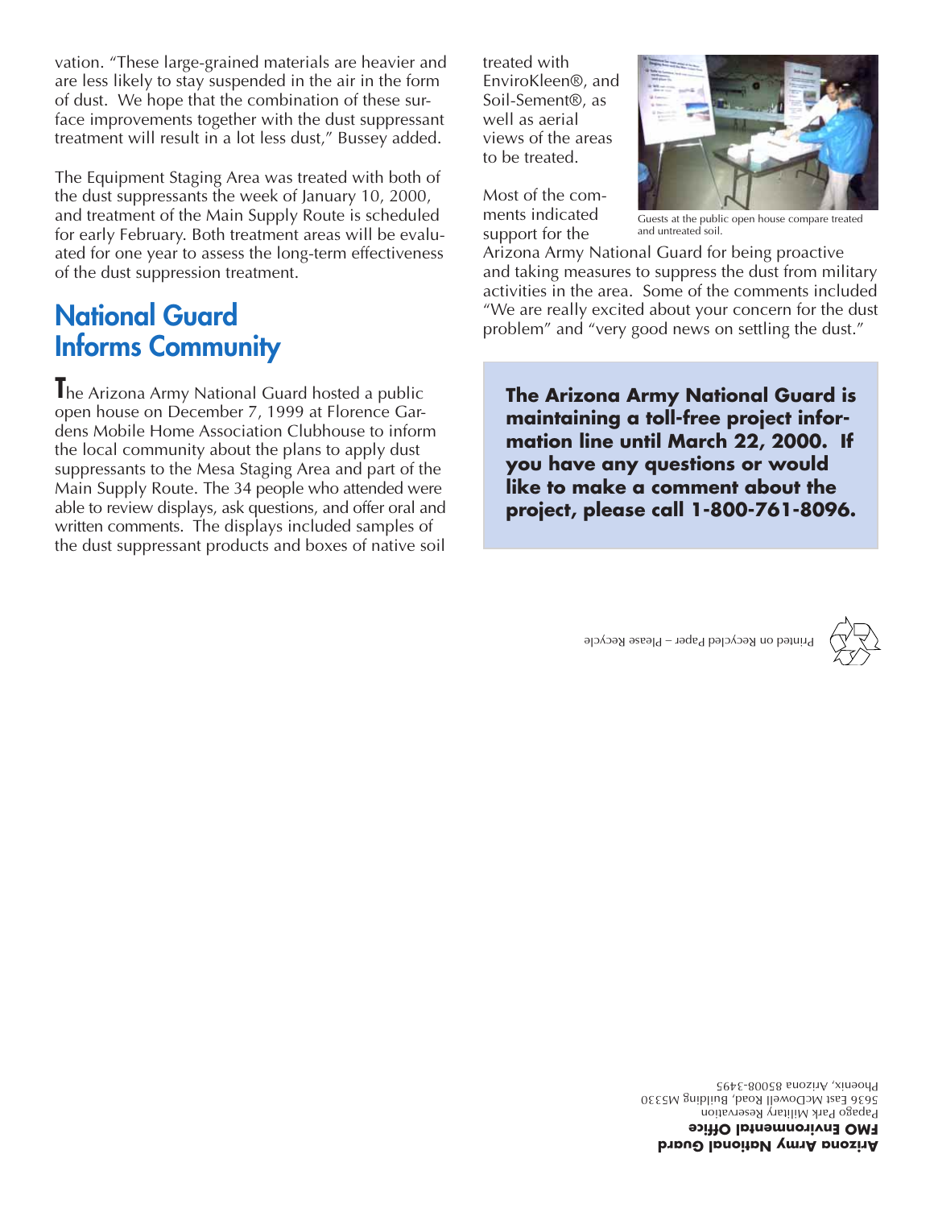vation. "These large-grained materials are heavier and are less likely to stay suspended in the air in the form of dust. We hope that the combination of these surface improvements together with the dust suppressant treatment will result in a lot less dust," Bussey added.

The Equipment Staging Area was treated with both of the dust suppressants the week of January 10, 2000, and treatment of the Main Supply Route is scheduled for early February. Both treatment areas will be evaluated for one year to assess the long-term effectiveness of the dust suppression treatment.

## National Guard Informs Community

The Arizona Army National Guard hosted a public open house on December 7, 1999 at Florence Gardens Mobile Home Association Clubhouse to inform the local community about the plans to apply dust suppressants to the Mesa Staging Area and part of the Main Supply Route. The 34 people who attended were able to review displays, ask questions, and offer oral and written comments. The displays included samples of the dust suppressant products and boxes of native soil treated with EnviroKleen®, and Soil-Sement®, as well as aerial views of the areas to be treated.

Guests at the public open house compare treated and untreated soil.

Most of the comments indicated support for the Arizona Army National Guard for being proactive and taking measures to suppress the dust from military activities in the area. Some of the comments included "We are really excited about your concern for the dust problem" and "very good news on settling the dust."

**The Arizona Army National Guard is maintaining a toll-free project information line until March 22, 2000. If you have any questions or would like to make a comment about the project, please call 1-800-761-8096.**

Printed on Recycled Paper – Please Recycle

**Arizona Army National Guard**
**FMO Environmental Office**
Papago Park Military Reservation
5636 East McDowell Road, Building M5330
Phoenix, Arizona 85008-3495